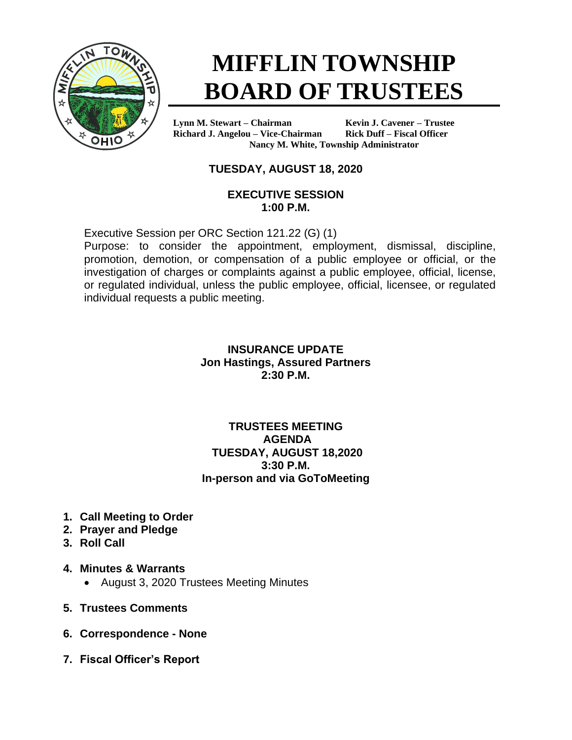# MIFFLIN TOWNSHIP BOARD OF TRUSTEES

**Lynn M. Stewart – Chairman**
**Richard J. Angelou – Vice-Chairman**
**Kevin J. Cavener – Trustee**
**Rick Duff – Fiscal Officer**
**Nancy M. White, Township Administrator**

**TUESDAY, AUGUST 18, 2020**

**EXECUTIVE SESSION**
**1:00 P.M.**

Executive Session per ORC Section 121.22 (G) (1)
Purpose: to consider the appointment, employment, dismissal, discipline, promotion, demotion, or compensation of a public employee or official, or the investigation of charges or complaints against a public employee, official, license, or regulated individual, unless the public employee, official, licensee, or regulated individual requests a public meeting.

**INSURANCE UPDATE**
**Jon Hastings, Assured Partners**
**2:30 P.M.**

**TRUSTEES MEETING**
**AGENDA**
**TUESDAY, AUGUST 18,2020**
**3:30 P.M.**
**In-person and via GoToMeeting**

1. **Call Meeting to Order**
2. **Prayer and Pledge**
3. **Roll Call**
4. **Minutes & Warrants**
   - August 3, 2020 Trustees Meeting Minutes
5. **Trustees Comments**
6. **Correspondence - None**
7. **Fiscal Officer's Report**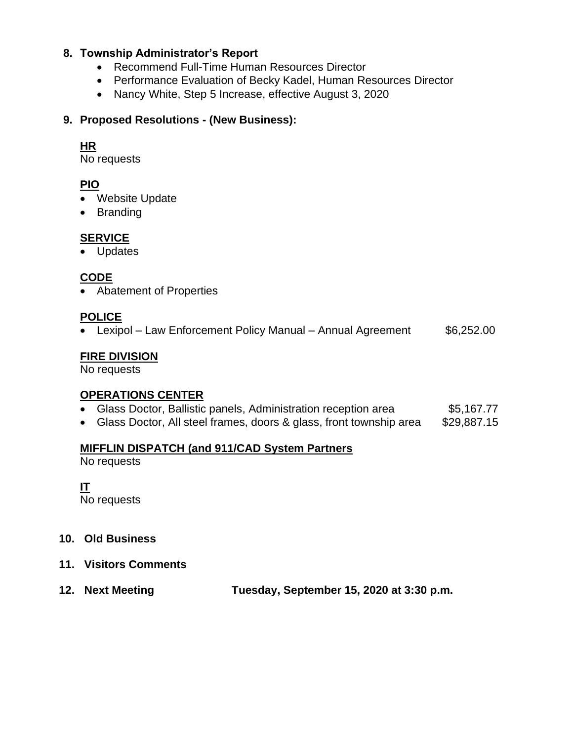**8. Township Administrator's Report**

- Recommend Full-Time Human Resources Director
- Performance Evaluation of Becky Kadel, Human Resources Director
- Nancy White, Step 5 Increase, effective August 3, 2020

**9. Proposed Resolutions - (New Business):**

**HR**

No requests

**PIO**

- Website Update
- Branding

**SERVICE**

- Updates

**CODE**

- Abatement of Properties

**POLICE**

- Lexipol – Law Enforcement Policy Manual – Annual Agreement $6,252.00

**FIRE DIVISION**

No requests

**OPERATIONS CENTER**

- Glass Doctor, Ballistic panels, Administration reception area $5,167.77
- Glass Doctor, All steel frames, doors & glass, front township area $29,887.15

**MIFFLIN DISPATCH (and 911/CAD System Partners**

No requests

**IT**

No requests

**10. Old Business**

**11. Visitors Comments**

**12. Next Meeting Tuesday, September 15, 2020 at 3:30 p.m.**